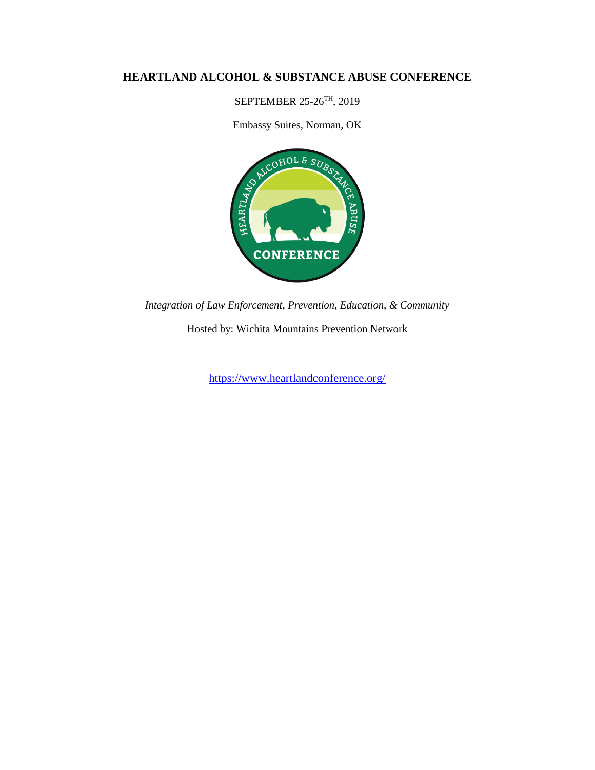# HEARTLAND ALCOHOL & SUBSTANCE ABUSE CONFERENCE

SEPTEMBER 25-26TH, 2019

Embassy Suites, Norman, OK

*Integration of Law Enforcement, Prevention, Education, & Community*

Hosted by: Wichita Mountains Prevention Network

https://www.heartlandconference.org/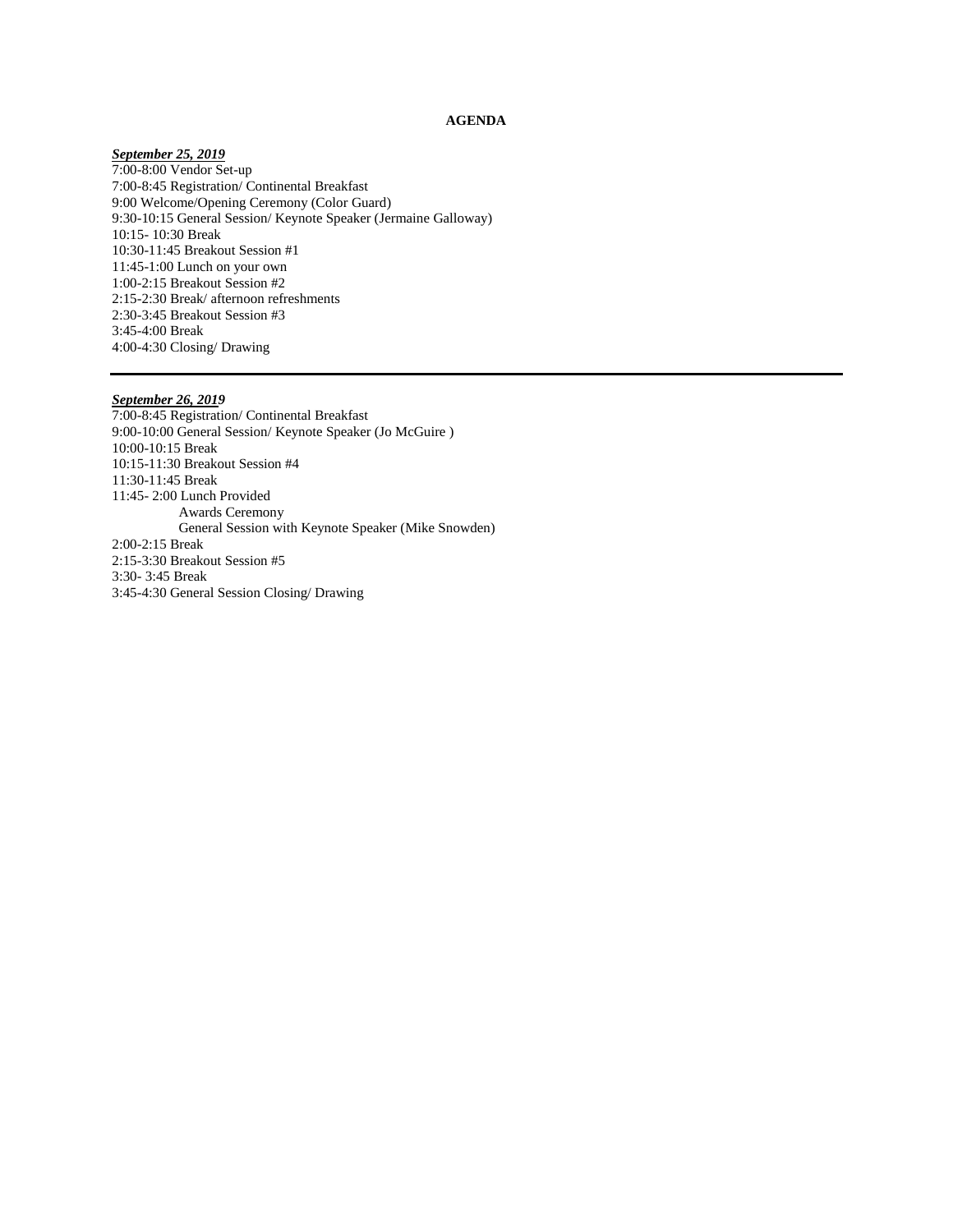**AGENDA**

***September 25, 2019***

7:00-8:00 Vendor Set-up
7:00-8:45 Registration/ Continental Breakfast
9:00 Welcome/Opening Ceremony (Color Guard)
9:30-10:15 General Session/ Keynote Speaker (Jermaine Galloway)
10:15- 10:30 Break
10:30-11:45 Breakout Session #1
11:45-1:00 Lunch on your own
1:00-2:15 Breakout Session #2
2:15-2:30 Break/ afternoon refreshments
2:30-3:45 Breakout Session #3
3:45-4:00 Break
4:00-4:30 Closing/ Drawing

---

***September 26, 2019***

7:00-8:45 Registration/ Continental Breakfast
9:00-10:00 General Session/ Keynote Speaker (Jo McGuire )
10:00-10:15 Break
10:15-11:30 Breakout Session #4
11:30-11:45 Break
11:45- 2:00 Lunch Provided
    Awards Ceremony
    General Session with Keynote Speaker (Mike Snowden)
2:00-2:15 Break
2:15-3:30 Breakout Session #5
3:30- 3:45 Break
3:45-4:30 General Session Closing/ Drawing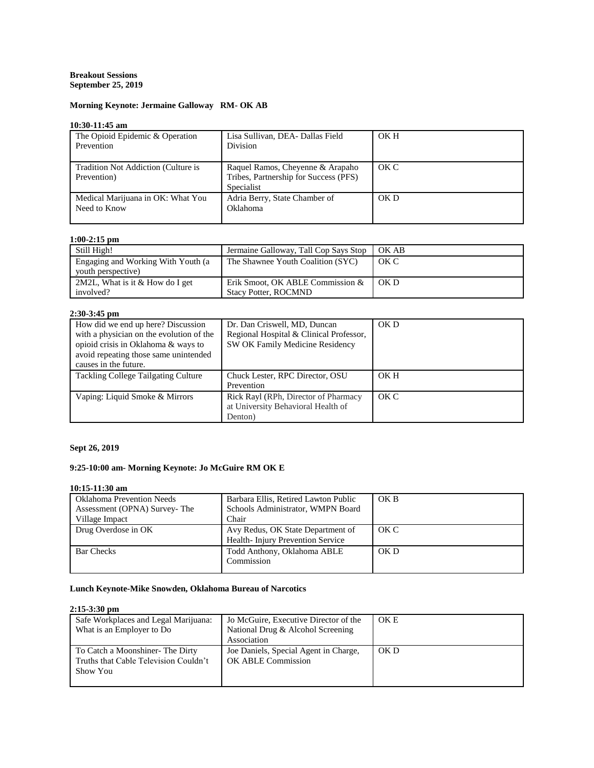**Breakout Sessions**
**September 25, 2019**

**Morning Keynote: Jermaine Galloway RM- OK AB**

**10:30-11:45 am**

| | | |
|---|---|---|
| The Opioid Epidemic & Operation Prevention | Lisa Sullivan, DEA- Dallas Field Division | OK H |
| Tradition Not Addiction (Culture is Prevention) | Raquel Ramos, Cheyenne & Arapaho Tribes, Partnership for Success (PFS) Specialist | OK C |
| Medical Marijuana in OK: What You Need to Know | Adria Berry, State Chamber of Oklahoma | OK D |

**1:00-2:15 pm**

| | | |
|---|---|---|
| Still High! | Jermaine Galloway, Tall Cop Says Stop | OK AB |
| Engaging and Working With Youth (a youth perspective) | The Shawnee Youth Coalition (SYC) | OK C |
| 2M2L, What is it & How do I get involved? | Erik Smoot, OK ABLE Commission & Stacy Potter, ROCMND | OK D |

**2:30-3:45 pm**

| | | |
|---|---|---|
| How did we end up here? Discussion with a physician on the evolution of the opioid crisis in Oklahoma & ways to avoid repeating those same unintended causes in the future. | Dr. Dan Criswell, MD, Duncan Regional Hospital & Clinical Professor, SW OK Family Medicine Residency | OK D |
| Tackling College Tailgating Culture | Chuck Lester, RPC Director, OSU Prevention | OK H |
| Vaping: Liquid Smoke & Mirrors | Rick Rayl (RPh, Director of Pharmacy at University Behavioral Health of Denton) | OK C |

**Sept 26, 2019**

**9:25-10:00 am- Morning Keynote: Jo McGuire RM OK E**

**10:15-11:30 am**

| | | |
|---|---|---|
| Oklahoma Prevention Needs Assessment (OPNA) Survey- The Village Impact | Barbara Ellis, Retired Lawton Public Schools Administrator, WMPN Board Chair | OK B |
| Drug Overdose in OK | Avy Redus, OK State Department of Health- Injury Prevention Service | OK C |
| Bar Checks | Todd Anthony, Oklahoma ABLE Commission | OK D |

**Lunch Keynote-Mike Snowden, Oklahoma Bureau of Narcotics**

**2:15-3:30 pm**

| | | |
|---|---|---|
| Safe Workplaces and Legal Marijuana: What is an Employer to Do | Jo McGuire, Executive Director of the National Drug & Alcohol Screening Association | OK E |
| To Catch a Moonshiner- The Dirty Truths that Cable Television Couldn't Show You | Joe Daniels, Special Agent in Charge, OK ABLE Commission | OK D |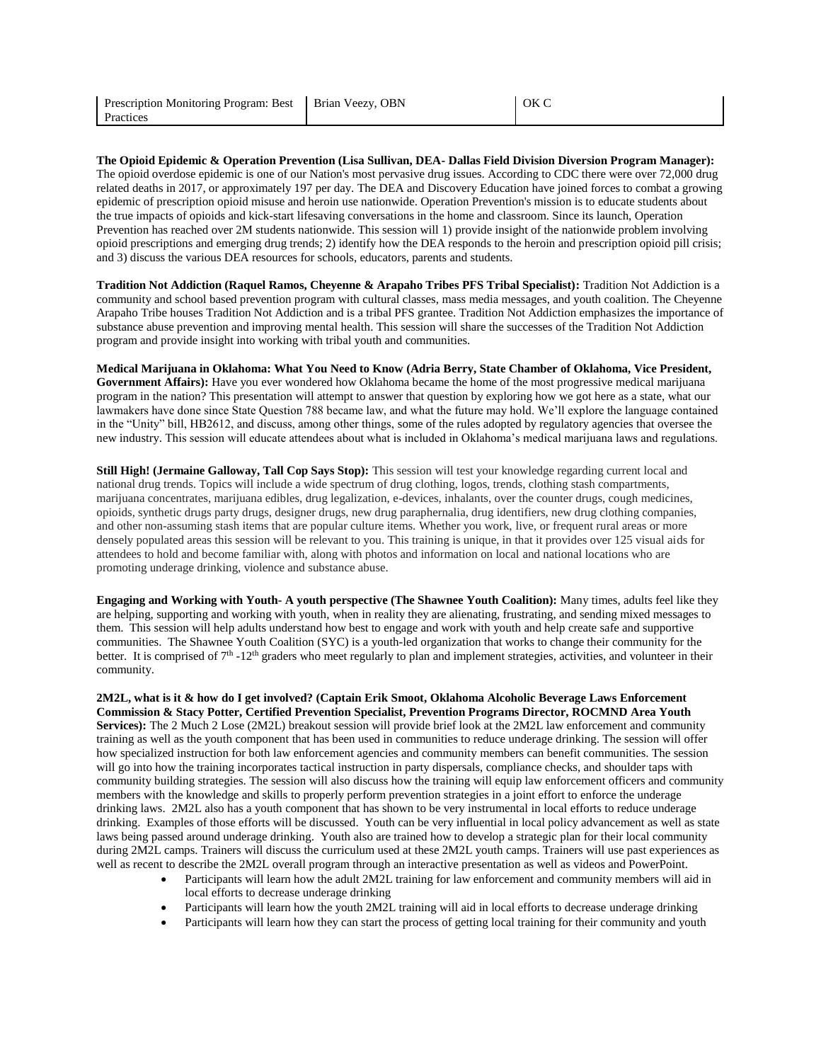| Prescription Monitoring Program: Best Practices | Brian Veezy, OBN | OK C |
|---|---|---|

**The Opioid Epidemic & Operation Prevention (Lisa Sullivan, DEA- Dallas Field Division Diversion Program Manager):** The opioid overdose epidemic is one of our Nation's most pervasive drug issues. According to CDC there were over 72,000 drug related deaths in 2017, or approximately 197 per day. The DEA and Discovery Education have joined forces to combat a growing epidemic of prescription opioid misuse and heroin use nationwide. Operation Prevention's mission is to educate students about the true impacts of opioids and kick-start lifesaving conversations in the home and classroom. Since its launch, Operation Prevention has reached over 2M students nationwide. This session will 1) provide insight of the nationwide problem involving opioid prescriptions and emerging drug trends; 2) identify how the DEA responds to the heroin and prescription opioid pill crisis; and 3) discuss the various DEA resources for schools, educators, parents and students.

**Tradition Not Addiction (Raquel Ramos, Cheyenne & Arapaho Tribes PFS Tribal Specialist):** Tradition Not Addiction is a community and school based prevention program with cultural classes, mass media messages, and youth coalition. The Cheyenne Arapaho Tribe houses Tradition Not Addiction and is a tribal PFS grantee. Tradition Not Addiction emphasizes the importance of substance abuse prevention and improving mental health. This session will share the successes of the Tradition Not Addiction program and provide insight into working with tribal youth and communities.

**Medical Marijuana in Oklahoma: What You Need to Know (Adria Berry, State Chamber of Oklahoma, Vice President, Government Affairs):** Have you ever wondered how Oklahoma became the home of the most progressive medical marijuana program in the nation? This presentation will attempt to answer that question by exploring how we got here as a state, what our lawmakers have done since State Question 788 became law, and what the future may hold. We'll explore the language contained in the "Unity" bill, HB2612, and discuss, among other things, some of the rules adopted by regulatory agencies that oversee the new industry. This session will educate attendees about what is included in Oklahoma's medical marijuana laws and regulations.

**Still High! (Jermaine Galloway, Tall Cop Says Stop):** This session will test your knowledge regarding current local and national drug trends. Topics will include a wide spectrum of drug clothing, logos, trends, clothing stash compartments, marijuana concentrates, marijuana edibles, drug legalization, e-devices, inhalants, over the counter drugs, cough medicines, opioids, synthetic drugs party drugs, designer drugs, new drug paraphernalia, drug identifiers, new drug clothing companies, and other non-assuming stash items that are popular culture items. Whether you work, live, or frequent rural areas or more densely populated areas this session will be relevant to you. This training is unique, in that it provides over 125 visual aids for attendees to hold and become familiar with, along with photos and information on local and national locations who are promoting underage drinking, violence and substance abuse.

**Engaging and Working with Youth- A youth perspective (The Shawnee Youth Coalition):** Many times, adults feel like they are helping, supporting and working with youth, when in reality they are alienating, frustrating, and sending mixed messages to them. This session will help adults understand how best to engage and work with youth and help create safe and supportive communities. The Shawnee Youth Coalition (SYC) is a youth-led organization that works to change their community for the better. It is comprised of 7th -12th graders who meet regularly to plan and implement strategies, activities, and volunteer in their community.

**2M2L, what is it & how do I get involved? (Captain Erik Smoot, Oklahoma Alcoholic Beverage Laws Enforcement Commission & Stacy Potter, Certified Prevention Specialist, Prevention Programs Director, ROCMND Area Youth Services):** The 2 Much 2 Lose (2M2L) breakout session will provide brief look at the 2M2L law enforcement and community training as well as the youth component that has been used in communities to reduce underage drinking. The session will offer how specialized instruction for both law enforcement agencies and community members can benefit communities. The session will go into how the training incorporates tactical instruction in party dispersals, compliance checks, and shoulder taps with community building strategies. The session will also discuss how the training will equip law enforcement officers and community members with the knowledge and skills to properly perform prevention strategies in a joint effort to enforce the underage drinking laws. 2M2L also has a youth component that has shown to be very instrumental in local efforts to reduce underage drinking. Examples of those efforts will be discussed. Youth can be very influential in local policy advancement as well as state laws being passed around underage drinking. Youth also are trained how to develop a strategic plan for their local community during 2M2L camps. Trainers will discuss the curriculum used at these 2M2L youth camps. Trainers will use past experiences as well as recent to describe the 2M2L overall program through an interactive presentation as well as videos and PowerPoint.

- Participants will learn how the adult 2M2L training for law enforcement and community members will aid in local efforts to decrease underage drinking
- Participants will learn how the youth 2M2L training will aid in local efforts to decrease underage drinking
- Participants will learn how they can start the process of getting local training for their community and youth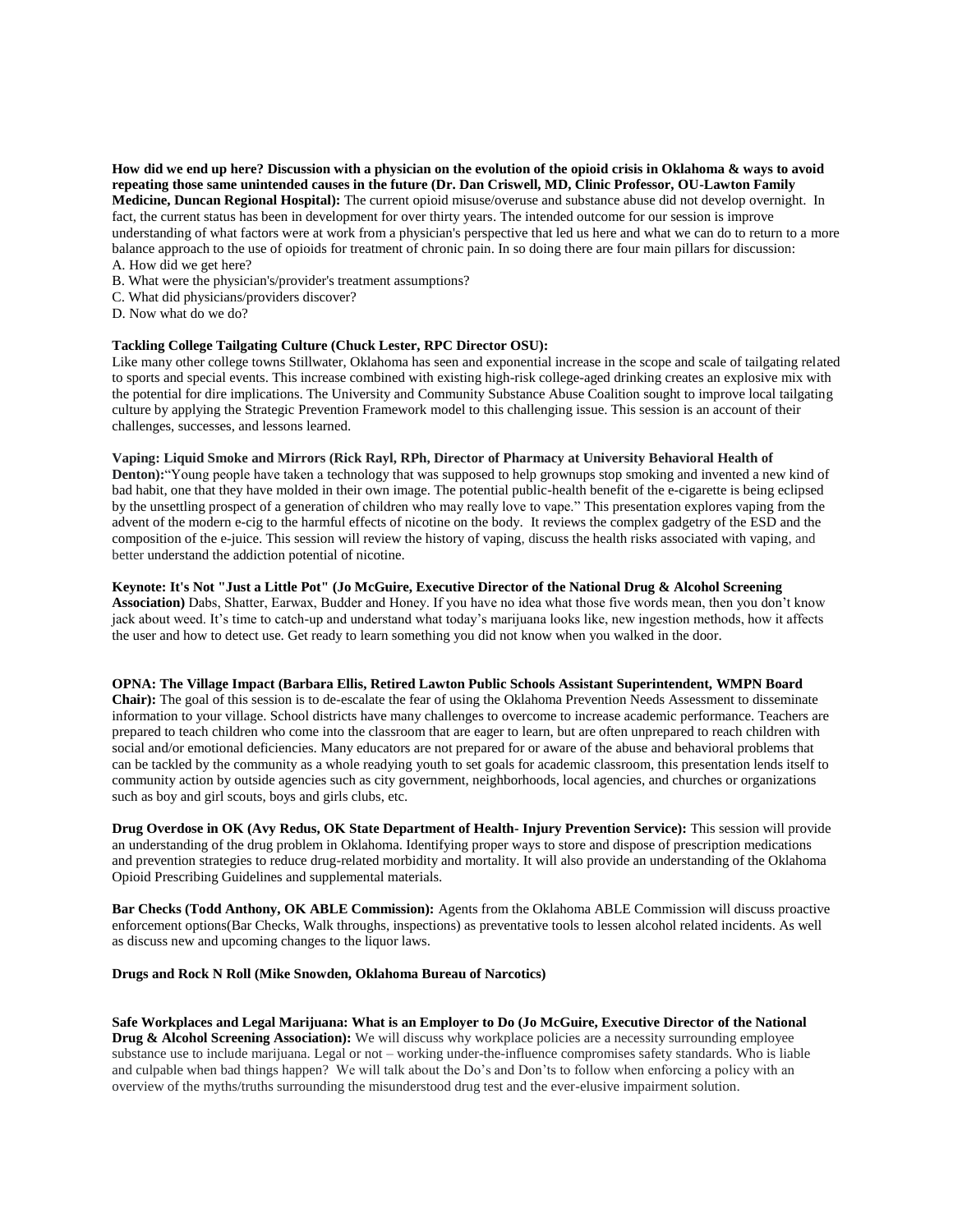**How did we end up here? Discussion with a physician on the evolution of the opioid crisis in Oklahoma & ways to avoid repeating those same unintended causes in the future (Dr. Dan Criswell, MD, Clinic Professor, OU-Lawton Family Medicine, Duncan Regional Hospital):** The current opioid misuse/overuse and substance abuse did not develop overnight. In fact, the current status has been in development for over thirty years. The intended outcome for our session is improve understanding of what factors were at work from a physician's perspective that led us here and what we can do to return to a more balance approach to the use of opioids for treatment of chronic pain. In so doing there are four main pillars for discussion:

A. How did we get here?
B. What were the physician's/provider's treatment assumptions?
C. What did physicians/providers discover?
D. Now what do we do?

**Tackling College Tailgating Culture (Chuck Lester, RPC Director OSU):**
Like many other college towns Stillwater, Oklahoma has seen and exponential increase in the scope and scale of tailgating related to sports and special events. This increase combined with existing high-risk college-aged drinking creates an explosive mix with the potential for dire implications. The University and Community Substance Abuse Coalition sought to improve local tailgating culture by applying the Strategic Prevention Framework model to this challenging issue. This session is an account of their challenges, successes, and lessons learned.

**Vaping: Liquid Smoke and Mirrors (Rick Rayl, RPh, Director of Pharmacy at University Behavioral Health of Denton):**"Young people have taken a technology that was supposed to help grownups stop smoking and invented a new kind of bad habit, one that they have molded in their own image. The potential public-health benefit of the e-cigarette is being eclipsed by the unsettling prospect of a generation of children who may really love to vape." This presentation explores vaping from the advent of the modern e-cig to the harmful effects of nicotine on the body. It reviews the complex gadgetry of the ESD and the composition of the e-juice. This session will review the history of vaping, discuss the health risks associated with vaping, and better understand the addiction potential of nicotine.

**Keynote: It's Not "Just a Little Pot" (Jo McGuire, Executive Director of the National Drug & Alcohol Screening Association)** Dabs, Shatter, Earwax, Budder and Honey. If you have no idea what those five words mean, then you don't know jack about weed. It's time to catch-up and understand what today's marijuana looks like, new ingestion methods, how it affects the user and how to detect use. Get ready to learn something you did not know when you walked in the door.

**OPNA: The Village Impact (Barbara Ellis, Retired Lawton Public Schools Assistant Superintendent, WMPN Board Chair):** The goal of this session is to de-escalate the fear of using the Oklahoma Prevention Needs Assessment to disseminate information to your village. School districts have many challenges to overcome to increase academic performance. Teachers are prepared to teach children who come into the classroom that are eager to learn, but are often unprepared to reach children with social and/or emotional deficiencies. Many educators are not prepared for or aware of the abuse and behavioral problems that can be tackled by the community as a whole readying youth to set goals for academic classroom, this presentation lends itself to community action by outside agencies such as city government, neighborhoods, local agencies, and churches or organizations such as boy and girl scouts, boys and girls clubs, etc.

**Drug Overdose in OK (Avy Redus, OK State Department of Health- Injury Prevention Service):** This session will provide an understanding of the drug problem in Oklahoma. Identifying proper ways to store and dispose of prescription medications and prevention strategies to reduce drug-related morbidity and mortality. It will also provide an understanding of the Oklahoma Opioid Prescribing Guidelines and supplemental materials.

**Bar Checks (Todd Anthony, OK ABLE Commission):** Agents from the Oklahoma ABLE Commission will discuss proactive enforcement options(Bar Checks, Walk throughs, inspections) as preventative tools to lessen alcohol related incidents. As well as discuss new and upcoming changes to the liquor laws.

**Drugs and Rock N Roll (Mike Snowden, Oklahoma Bureau of Narcotics)**

**Safe Workplaces and Legal Marijuana: What is an Employer to Do (Jo McGuire, Executive Director of the National Drug & Alcohol Screening Association):** We will discuss why workplace policies are a necessity surrounding employee substance use to include marijuana. Legal or not – working under-the-influence compromises safety standards. Who is liable and culpable when bad things happen? We will talk about the Do's and Don'ts to follow when enforcing a policy with an overview of the myths/truths surrounding the misunderstood drug test and the ever-elusive impairment solution.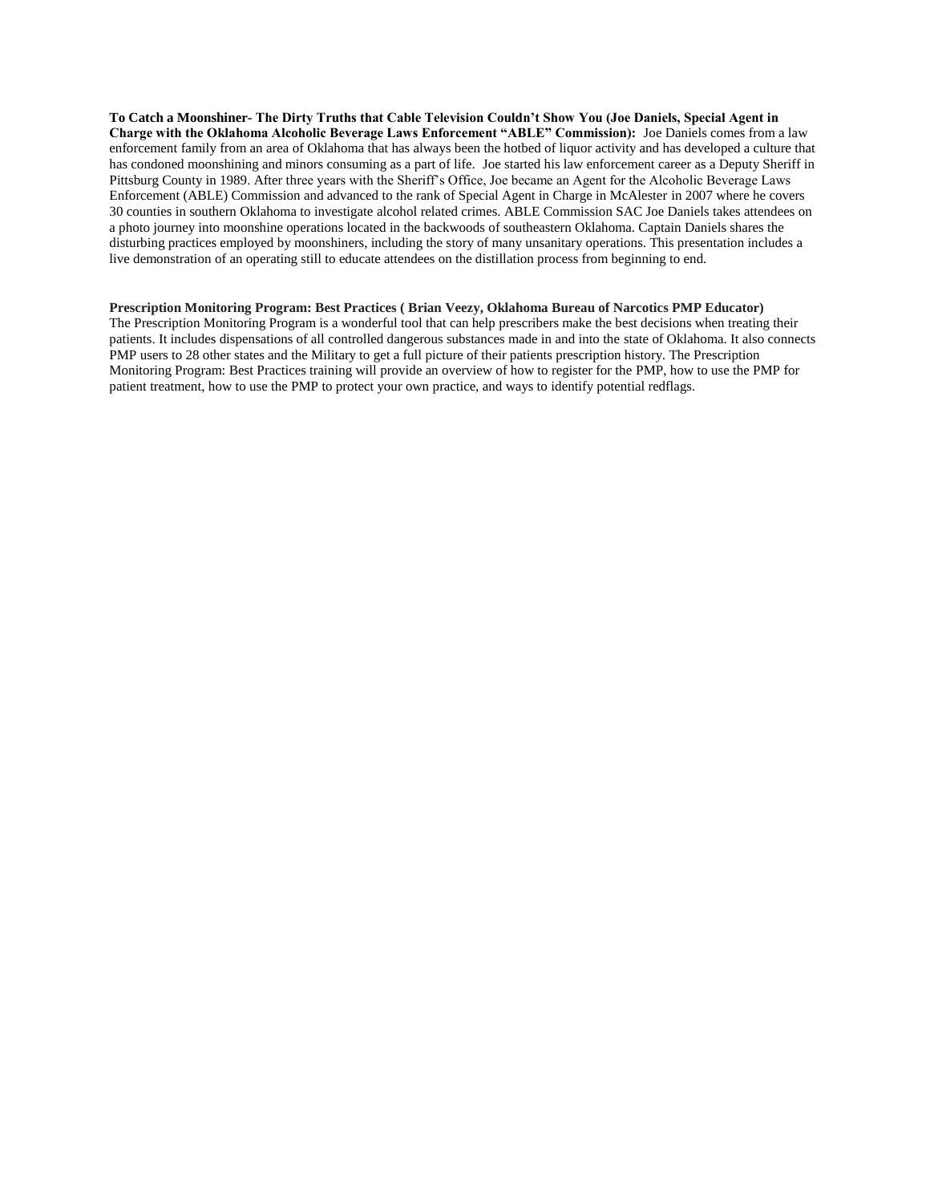**To Catch a Moonshiner- The Dirty Truths that Cable Television Couldn't Show You (Joe Daniels, Special Agent in Charge with the Oklahoma Alcoholic Beverage Laws Enforcement "ABLE" Commission):** Joe Daniels comes from a law enforcement family from an area of Oklahoma that has always been the hotbed of liquor activity and has developed a culture that has condoned moonshining and minors consuming as a part of life. Joe started his law enforcement career as a Deputy Sheriff in Pittsburg County in 1989. After three years with the Sheriff's Office, Joe became an Agent for the Alcoholic Beverage Laws Enforcement (ABLE) Commission and advanced to the rank of Special Agent in Charge in McAlester in 2007 where he covers 30 counties in southern Oklahoma to investigate alcohol related crimes. ABLE Commission SAC Joe Daniels takes attendees on a photo journey into moonshine operations located in the backwoods of southeastern Oklahoma. Captain Daniels shares the disturbing practices employed by moonshiners, including the story of many unsanitary operations. This presentation includes a live demonstration of an operating still to educate attendees on the distillation process from beginning to end.

**Prescription Monitoring Program: Best Practices ( Brian Veezy, Oklahoma Bureau of Narcotics PMP Educator)**
The Prescription Monitoring Program is a wonderful tool that can help prescribers make the best decisions when treating their patients. It includes dispensations of all controlled dangerous substances made in and into the state of Oklahoma. It also connects PMP users to 28 other states and the Military to get a full picture of their patients prescription history. The Prescription Monitoring Program: Best Practices training will provide an overview of how to register for the PMP, how to use the PMP for patient treatment, how to use the PMP to protect your own practice, and ways to identify potential redflags.